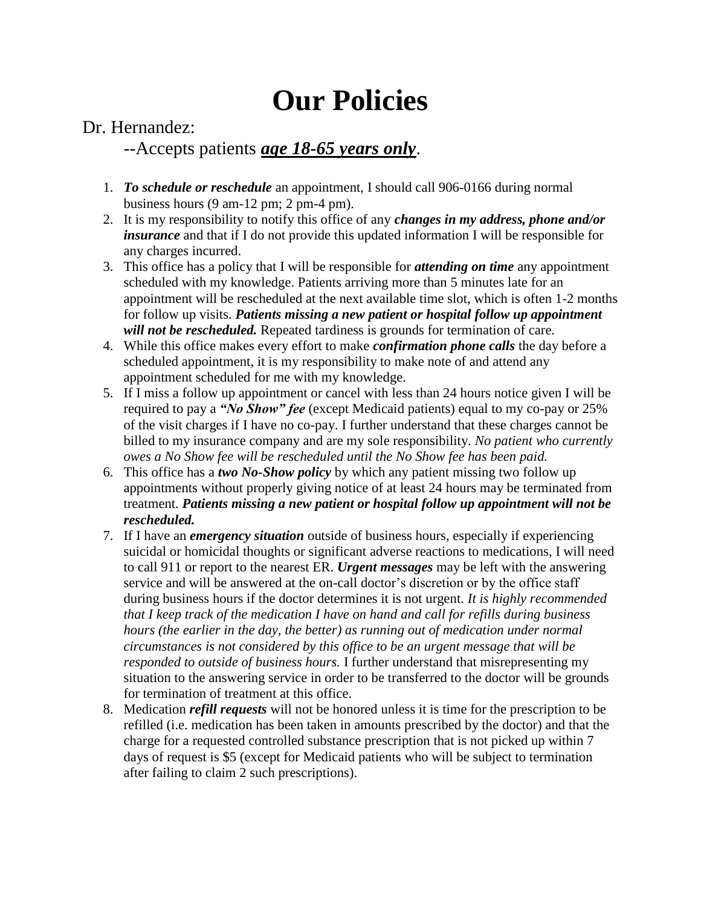# Our Policies

Dr. Hernandez:

--Accepts patients ***age 18-65 years only***.

1. ***To schedule or reschedule*** an appointment, I should call 906-0166 during normal business hours (9 am-12 pm; 2 pm-4 pm).
2. It is my responsibility to notify this office of any ***changes in my address, phone and/or insurance*** and that if I do not provide this updated information I will be responsible for any charges incurred.
3. This office has a policy that I will be responsible for ***attending on time*** any appointment scheduled with my knowledge. Patients arriving more than 5 minutes late for an appointment will be rescheduled at the next available time slot, which is often 1-2 months for follow up visits. ***Patients missing a new patient or hospital follow up appointment will not be rescheduled.*** Repeated tardiness is grounds for termination of care.
4. While this office makes every effort to make ***confirmation phone calls*** the day before a scheduled appointment, it is my responsibility to make note of and attend any appointment scheduled for me with my knowledge.
5. If I miss a follow up appointment or cancel with less than 24 hours notice given I will be required to pay a ***"No Show" fee*** (except Medicaid patients) equal to my co-pay or 25% of the visit charges if I have no co-pay. I further understand that these charges cannot be billed to my insurance company and are my sole responsibility. *No patient who currently owes a No Show fee will be rescheduled until the No Show fee has been paid.*
6. This office has a ***two No-Show policy*** by which any patient missing two follow up appointments without properly giving notice of at least 24 hours may be terminated from treatment. ***Patients missing a new patient or hospital follow up appointment will not be rescheduled.***
7. If I have an ***emergency situation*** outside of business hours, especially if experiencing suicidal or homicidal thoughts or significant adverse reactions to medications, I will need to call 911 or report to the nearest ER. ***Urgent messages*** may be left with the answering service and will be answered at the on-call doctor's discretion or by the office staff during business hours if the doctor determines it is not urgent. *It is highly recommended that I keep track of the medication I have on hand and call for refills during business hours (the earlier in the day, the better) as running out of medication under normal circumstances is not considered by this office to be an urgent message that will be responded to outside of business hours.* I further understand that misrepresenting my situation to the answering service in order to be transferred to the doctor will be grounds for termination of treatment at this office.
8. Medication ***refill requests*** will not be honored unless it is time for the prescription to be refilled (i.e. medication has been taken in amounts prescribed by the doctor) and that the charge for a requested controlled substance prescription that is not picked up within 7 days of request is $5 (except for Medicaid patients who will be subject to termination after failing to claim 2 such prescriptions).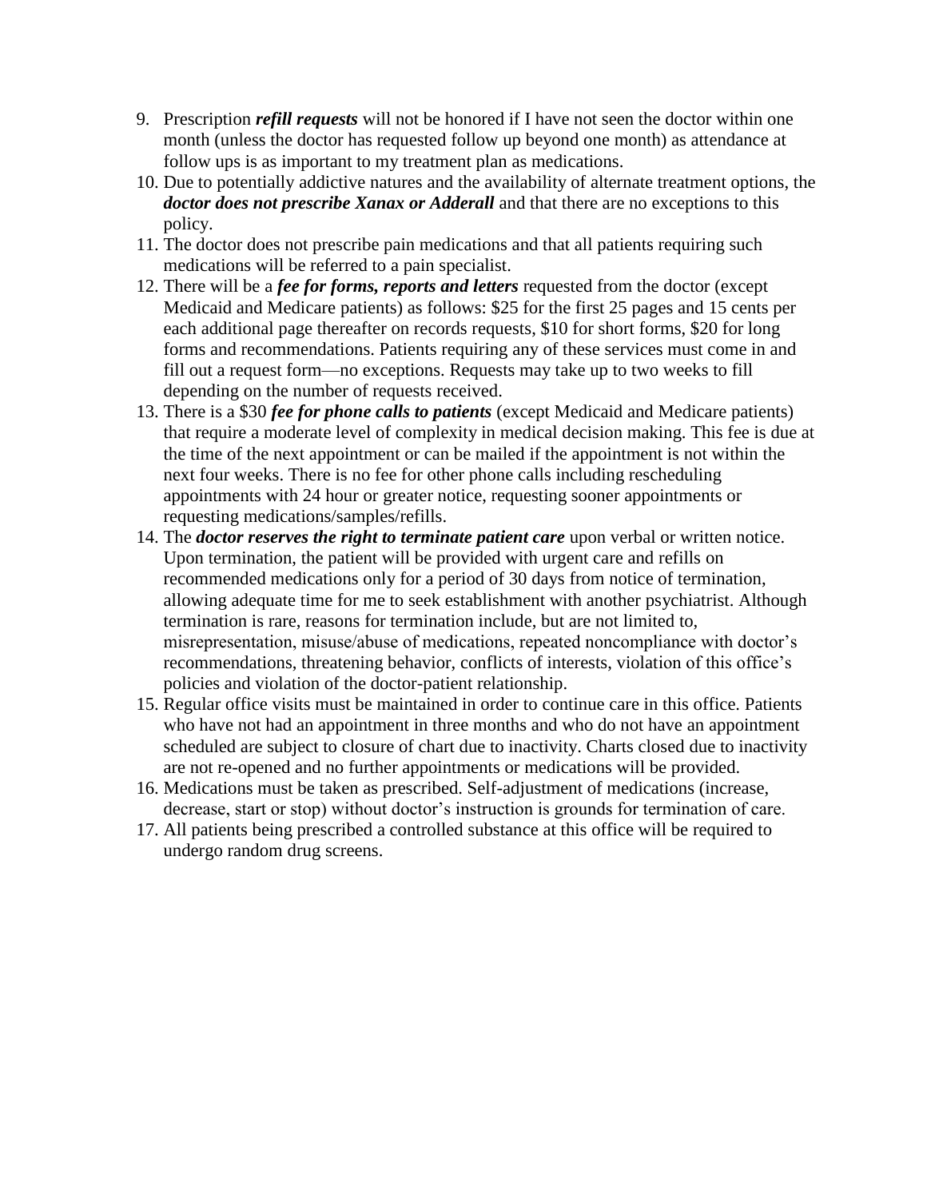9. Prescription ***refill requests*** will not be honored if I have not seen the doctor within one month (unless the doctor has requested follow up beyond one month) as attendance at follow ups is as important to my treatment plan as medications.
10. Due to potentially addictive natures and the availability of alternate treatment options, the ***doctor does not prescribe Xanax or Adderall*** and that there are no exceptions to this policy.
11. The doctor does not prescribe pain medications and that all patients requiring such medications will be referred to a pain specialist.
12. There will be a ***fee for forms, reports and letters*** requested from the doctor (except Medicaid and Medicare patients) as follows: $25 for the first 25 pages and 15 cents per each additional page thereafter on records requests, $10 for short forms, $20 for long forms and recommendations. Patients requiring any of these services must come in and fill out a request form—no exceptions. Requests may take up to two weeks to fill depending on the number of requests received.
13. There is a $30 ***fee for phone calls to patients*** (except Medicaid and Medicare patients) that require a moderate level of complexity in medical decision making. This fee is due at the time of the next appointment or can be mailed if the appointment is not within the next four weeks. There is no fee for other phone calls including rescheduling appointments with 24 hour or greater notice, requesting sooner appointments or requesting medications/samples/refills.
14. The ***doctor reserves the right to terminate patient care*** upon verbal or written notice. Upon termination, the patient will be provided with urgent care and refills on recommended medications only for a period of 30 days from notice of termination, allowing adequate time for me to seek establishment with another psychiatrist. Although termination is rare, reasons for termination include, but are not limited to, misrepresentation, misuse/abuse of medications, repeated noncompliance with doctor's recommendations, threatening behavior, conflicts of interests, violation of this office's policies and violation of the doctor-patient relationship.
15. Regular office visits must be maintained in order to continue care in this office. Patients who have not had an appointment in three months and who do not have an appointment scheduled are subject to closure of chart due to inactivity. Charts closed due to inactivity are not re-opened and no further appointments or medications will be provided.
16. Medications must be taken as prescribed. Self-adjustment of medications (increase, decrease, start or stop) without doctor's instruction is grounds for termination of care.
17. All patients being prescribed a controlled substance at this office will be required to undergo random drug screens.